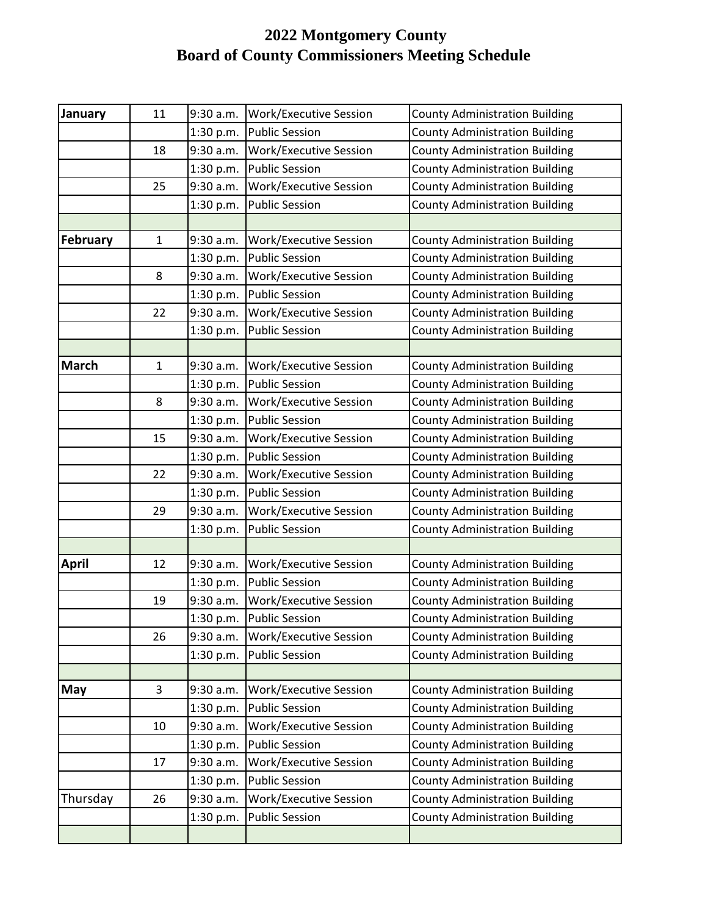# 2022 Montgomery County
# Board of County Commissioners Meeting Schedule

| | | | | |
|---|---|---|---|---|
| **January** | 11 | 9:30 a.m. | Work/Executive Session | County Administration Building |
| | | 1:30 p.m. | Public Session | County Administration Building |
| | 18 | 9:30 a.m. | Work/Executive Session | County Administration Building |
| | | 1:30 p.m. | Public Session | County Administration Building |
| | 25 | 9:30 a.m. | Work/Executive Session | County Administration Building |
| | | 1:30 p.m. | Public Session | County Administration Building |
| | | | | |
| **February** | 1 | 9:30 a.m. | Work/Executive Session | County Administration Building |
| | | 1:30 p.m. | Public Session | County Administration Building |
| | 8 | 9:30 a.m. | Work/Executive Session | County Administration Building |
| | | 1:30 p.m. | Public Session | County Administration Building |
| | 22 | 9:30 a.m. | Work/Executive Session | County Administration Building |
| | | 1:30 p.m. | Public Session | County Administration Building |
| | | | | |
| **March** | 1 | 9:30 a.m. | Work/Executive Session | County Administration Building |
| | | 1:30 p.m. | Public Session | County Administration Building |
| | 8 | 9:30 a.m. | Work/Executive Session | County Administration Building |
| | | 1:30 p.m. | Public Session | County Administration Building |
| | 15 | 9:30 a.m. | Work/Executive Session | County Administration Building |
| | | 1:30 p.m. | Public Session | County Administration Building |
| | 22 | 9:30 a.m. | Work/Executive Session | County Administration Building |
| | | 1:30 p.m. | Public Session | County Administration Building |
| | 29 | 9:30 a.m. | Work/Executive Session | County Administration Building |
| | | 1:30 p.m. | Public Session | County Administration Building |
| | | | | |
| **April** | 12 | 9:30 a.m. | Work/Executive Session | County Administration Building |
| | | 1:30 p.m. | Public Session | County Administration Building |
| | 19 | 9:30 a.m. | Work/Executive Session | County Administration Building |
| | | 1:30 p.m. | Public Session | County Administration Building |
| | 26 | 9:30 a.m. | Work/Executive Session | County Administration Building |
| | | 1:30 p.m. | Public Session | County Administration Building |
| | | | | |
| **May** | 3 | 9:30 a.m. | Work/Executive Session | County Administration Building |
| | | 1:30 p.m. | Public Session | County Administration Building |
| | 10 | 9:30 a.m. | Work/Executive Session | County Administration Building |
| | | 1:30 p.m. | Public Session | County Administration Building |
| | 17 | 9:30 a.m. | Work/Executive Session | County Administration Building |
| | | 1:30 p.m. | Public Session | County Administration Building |
| Thursday | 26 | 9:30 a.m. | Work/Executive Session | County Administration Building |
| | | 1:30 p.m. | Public Session | County Administration Building |
| | | | | |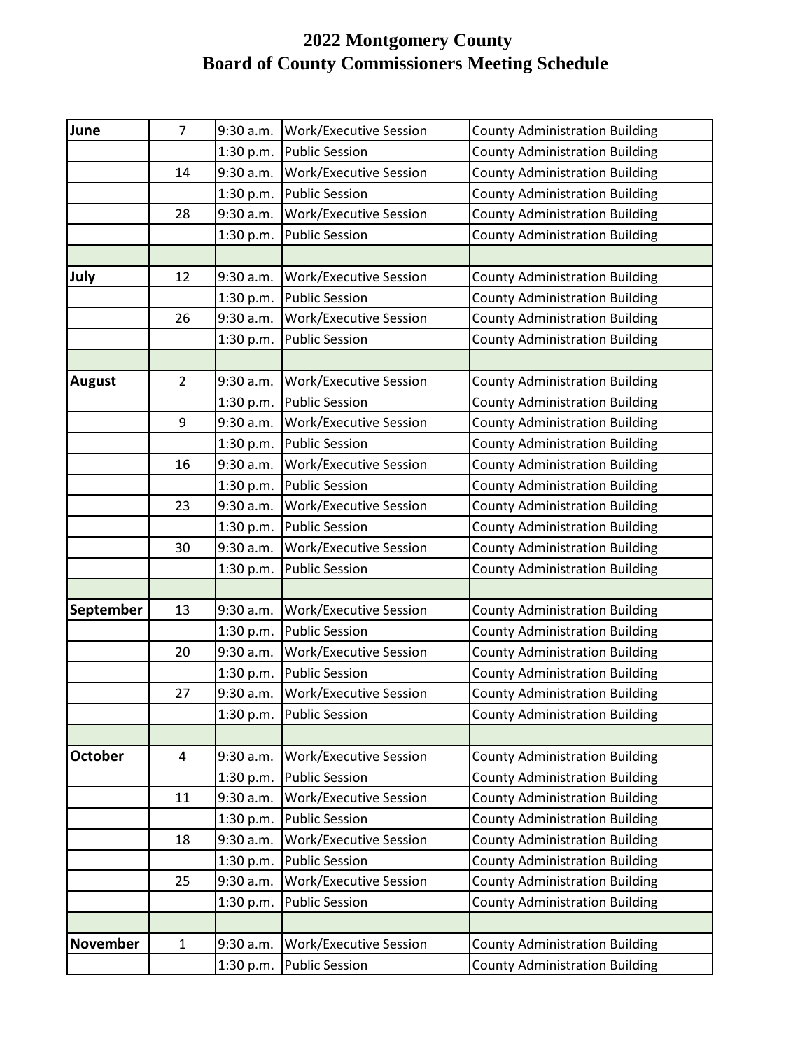# 2022 Montgomery County
# Board of County Commissioners Meeting Schedule

| | | | | |
|---|---|---|---|---|
| **June** | 7 | 9:30 a.m. | Work/Executive Session | County Administration Building |
| | | 1:30 p.m. | Public Session | County Administration Building |
| | 14 | 9:30 a.m. | Work/Executive Session | County Administration Building |
| | | 1:30 p.m. | Public Session | County Administration Building |
| | 28 | 9:30 a.m. | Work/Executive Session | County Administration Building |
| | | 1:30 p.m. | Public Session | County Administration Building |
| | | | | |
| **July** | 12 | 9:30 a.m. | Work/Executive Session | County Administration Building |
| | | 1:30 p.m. | Public Session | County Administration Building |
| | 26 | 9:30 a.m. | Work/Executive Session | County Administration Building |
| | | 1:30 p.m. | Public Session | County Administration Building |
| | | | | |
| **August** | 2 | 9:30 a.m. | Work/Executive Session | County Administration Building |
| | | 1:30 p.m. | Public Session | County Administration Building |
| | 9 | 9:30 a.m. | Work/Executive Session | County Administration Building |
| | | 1:30 p.m. | Public Session | County Administration Building |
| | 16 | 9:30 a.m. | Work/Executive Session | County Administration Building |
| | | 1:30 p.m. | Public Session | County Administration Building |
| | 23 | 9:30 a.m. | Work/Executive Session | County Administration Building |
| | | 1:30 p.m. | Public Session | County Administration Building |
| | 30 | 9:30 a.m. | Work/Executive Session | County Administration Building |
| | | 1:30 p.m. | Public Session | County Administration Building |
| | | | | |
| **September** | 13 | 9:30 a.m. | Work/Executive Session | County Administration Building |
| | | 1:30 p.m. | Public Session | County Administration Building |
| | 20 | 9:30 a.m. | Work/Executive Session | County Administration Building |
| | | 1:30 p.m. | Public Session | County Administration Building |
| | 27 | 9:30 a.m. | Work/Executive Session | County Administration Building |
| | | 1:30 p.m. | Public Session | County Administration Building |
| | | | | |
| **October** | 4 | 9:30 a.m. | Work/Executive Session | County Administration Building |
| | | 1:30 p.m. | Public Session | County Administration Building |
| | 11 | 9:30 a.m. | Work/Executive Session | County Administration Building |
| | | 1:30 p.m. | Public Session | County Administration Building |
| | 18 | 9:30 a.m. | Work/Executive Session | County Administration Building |
| | | 1:30 p.m. | Public Session | County Administration Building |
| | 25 | 9:30 a.m. | Work/Executive Session | County Administration Building |
| | | 1:30 p.m. | Public Session | County Administration Building |
| | | | | |
| **November** | 1 | 9:30 a.m. | Work/Executive Session | County Administration Building |
| | | 1:30 p.m. | Public Session | County Administration Building |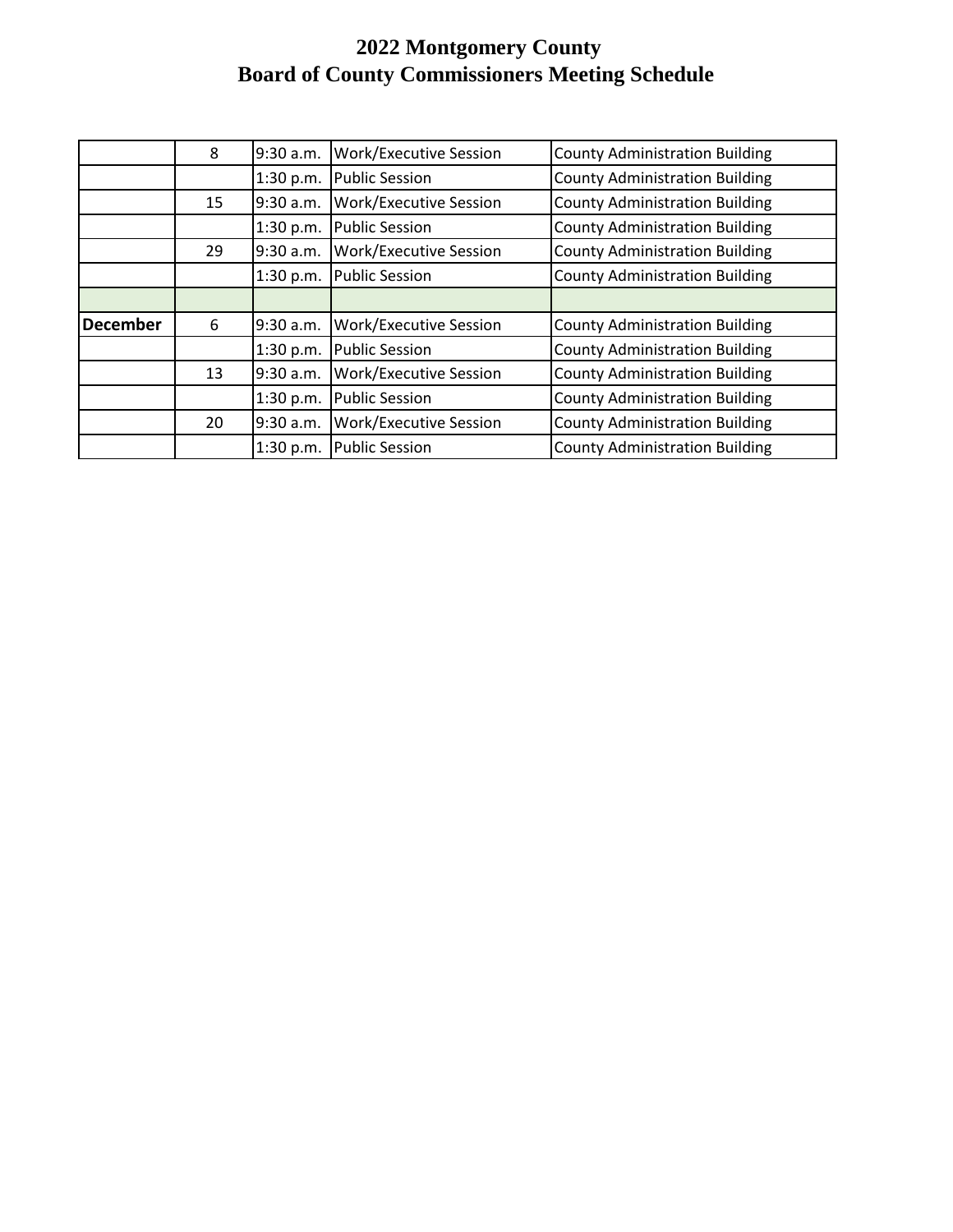# 2022 Montgomery County
# Board of County Commissioners Meeting Schedule

| | | | | |
|---|---|---|---|---|
| | 8 | 9:30 a.m. | Work/Executive Session | County Administration Building |
| | | 1:30 p.m. | Public Session | County Administration Building |
| | 15 | 9:30 a.m. | Work/Executive Session | County Administration Building |
| | | 1:30 p.m. | Public Session | County Administration Building |
| | 29 | 9:30 a.m. | Work/Executive Session | County Administration Building |
| | | 1:30 p.m. | Public Session | County Administration Building |
| | | | | |
| **December** | 6 | 9:30 a.m. | Work/Executive Session | County Administration Building |
| | | 1:30 p.m. | Public Session | County Administration Building |
| | 13 | 9:30 a.m. | Work/Executive Session | County Administration Building |
| | | 1:30 p.m. | Public Session | County Administration Building |
| | 20 | 9:30 a.m. | Work/Executive Session | County Administration Building |
| | | 1:30 p.m. | Public Session | County Administration Building |